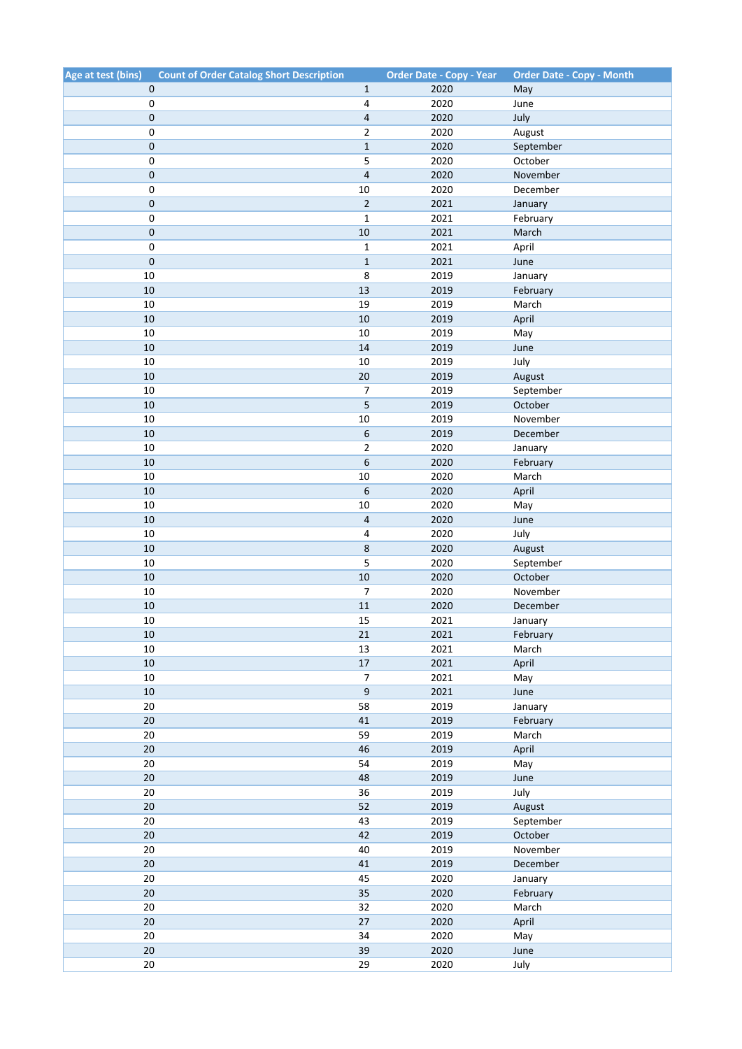| Age at test (bins) | Count of Order Catalog Short Description | Order Date - Copy - Year | Order Date - Copy - Month |
|---|---|---|---|
| 0 | 1 | 2020 | May |
| 0 | 4 | 2020 | June |
| 0 | 4 | 2020 | July |
| 0 | 2 | 2020 | August |
| 0 | 1 | 2020 | September |
| 0 | 5 | 2020 | October |
| 0 | 4 | 2020 | November |
| 0 | 10 | 2020 | December |
| 0 | 2 | 2021 | January |
| 0 | 1 | 2021 | February |
| 0 | 10 | 2021 | March |
| 0 | 1 | 2021 | April |
| 0 | 1 | 2021 | June |
| 10 | 8 | 2019 | January |
| 10 | 13 | 2019 | February |
| 10 | 19 | 2019 | March |
| 10 | 10 | 2019 | April |
| 10 | 10 | 2019 | May |
| 10 | 14 | 2019 | June |
| 10 | 10 | 2019 | July |
| 10 | 20 | 2019 | August |
| 10 | 7 | 2019 | September |
| 10 | 5 | 2019 | October |
| 10 | 10 | 2019 | November |
| 10 | 6 | 2019 | December |
| 10 | 2 | 2020 | January |
| 10 | 6 | 2020 | February |
| 10 | 10 | 2020 | March |
| 10 | 6 | 2020 | April |
| 10 | 10 | 2020 | May |
| 10 | 4 | 2020 | June |
| 10 | 4 | 2020 | July |
| 10 | 8 | 2020 | August |
| 10 | 5 | 2020 | September |
| 10 | 10 | 2020 | October |
| 10 | 7 | 2020 | November |
| 10 | 11 | 2020 | December |
| 10 | 15 | 2021 | January |
| 10 | 21 | 2021 | February |
| 10 | 13 | 2021 | March |
| 10 | 17 | 2021 | April |
| 10 | 7 | 2021 | May |
| 10 | 9 | 2021 | June |
| 20 | 58 | 2019 | January |
| 20 | 41 | 2019 | February |
| 20 | 59 | 2019 | March |
| 20 | 46 | 2019 | April |
| 20 | 54 | 2019 | May |
| 20 | 48 | 2019 | June |
| 20 | 36 | 2019 | July |
| 20 | 52 | 2019 | August |
| 20 | 43 | 2019 | September |
| 20 | 42 | 2019 | October |
| 20 | 40 | 2019 | November |
| 20 | 41 | 2019 | December |
| 20 | 45 | 2020 | January |
| 20 | 35 | 2020 | February |
| 20 | 32 | 2020 | March |
| 20 | 27 | 2020 | April |
| 20 | 34 | 2020 | May |
| 20 | 39 | 2020 | June |
| 20 | 29 | 2020 | July |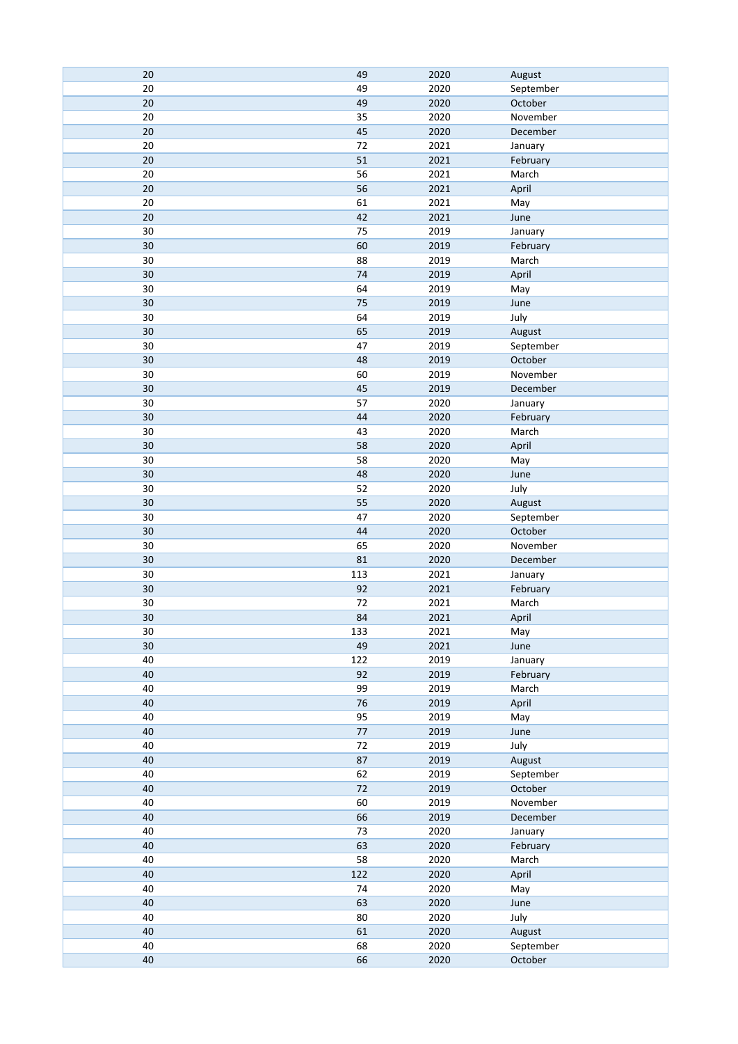| | | | |
|---|---|---|---|
| 20 | 49 | 2020 | August |
| 20 | 49 | 2020 | September |
| 20 | 49 | 2020 | October |
| 20 | 35 | 2020 | November |
| 20 | 45 | 2020 | December |
| 20 | 72 | 2021 | January |
| 20 | 51 | 2021 | February |
| 20 | 56 | 2021 | March |
| 20 | 56 | 2021 | April |
| 20 | 61 | 2021 | May |
| 20 | 42 | 2021 | June |
| 30 | 75 | 2019 | January |
| 30 | 60 | 2019 | February |
| 30 | 88 | 2019 | March |
| 30 | 74 | 2019 | April |
| 30 | 64 | 2019 | May |
| 30 | 75 | 2019 | June |
| 30 | 64 | 2019 | July |
| 30 | 65 | 2019 | August |
| 30 | 47 | 2019 | September |
| 30 | 48 | 2019 | October |
| 30 | 60 | 2019 | November |
| 30 | 45 | 2019 | December |
| 30 | 57 | 2020 | January |
| 30 | 44 | 2020 | February |
| 30 | 43 | 2020 | March |
| 30 | 58 | 2020 | April |
| 30 | 58 | 2020 | May |
| 30 | 48 | 2020 | June |
| 30 | 52 | 2020 | July |
| 30 | 55 | 2020 | August |
| 30 | 47 | 2020 | September |
| 30 | 44 | 2020 | October |
| 30 | 65 | 2020 | November |
| 30 | 81 | 2020 | December |
| 30 | 113 | 2021 | January |
| 30 | 92 | 2021 | February |
| 30 | 72 | 2021 | March |
| 30 | 84 | 2021 | April |
| 30 | 133 | 2021 | May |
| 30 | 49 | 2021 | June |
| 40 | 122 | 2019 | January |
| 40 | 92 | 2019 | February |
| 40 | 99 | 2019 | March |
| 40 | 76 | 2019 | April |
| 40 | 95 | 2019 | May |
| 40 | 77 | 2019 | June |
| 40 | 72 | 2019 | July |
| 40 | 87 | 2019 | August |
| 40 | 62 | 2019 | September |
| 40 | 72 | 2019 | October |
| 40 | 60 | 2019 | November |
| 40 | 66 | 2019 | December |
| 40 | 73 | 2020 | January |
| 40 | 63 | 2020 | February |
| 40 | 58 | 2020 | March |
| 40 | 122 | 2020 | April |
| 40 | 74 | 2020 | May |
| 40 | 63 | 2020 | June |
| 40 | 80 | 2020 | July |
| 40 | 61 | 2020 | August |
| 40 | 68 | 2020 | September |
| 40 | 66 | 2020 | October |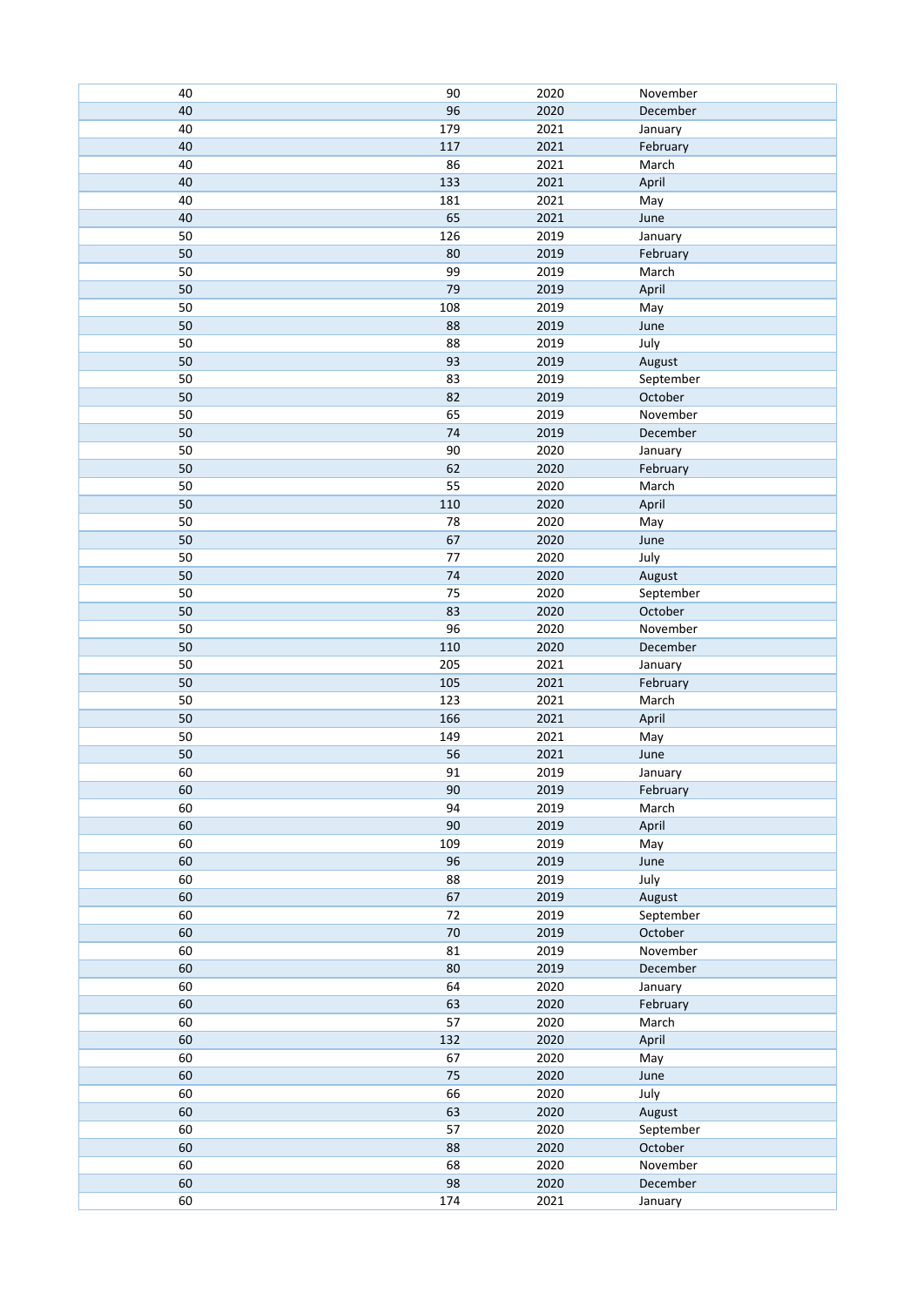| | | | |
|---|---|---|---|
| 40 | 90 | 2020 | November |
| 40 | 96 | 2020 | December |
| 40 | 179 | 2021 | January |
| 40 | 117 | 2021 | February |
| 40 | 86 | 2021 | March |
| 40 | 133 | 2021 | April |
| 40 | 181 | 2021 | May |
| 40 | 65 | 2021 | June |
| 50 | 126 | 2019 | January |
| 50 | 80 | 2019 | February |
| 50 | 99 | 2019 | March |
| 50 | 79 | 2019 | April |
| 50 | 108 | 2019 | May |
| 50 | 88 | 2019 | June |
| 50 | 88 | 2019 | July |
| 50 | 93 | 2019 | August |
| 50 | 83 | 2019 | September |
| 50 | 82 | 2019 | October |
| 50 | 65 | 2019 | November |
| 50 | 74 | 2019 | December |
| 50 | 90 | 2020 | January |
| 50 | 62 | 2020 | February |
| 50 | 55 | 2020 | March |
| 50 | 110 | 2020 | April |
| 50 | 78 | 2020 | May |
| 50 | 67 | 2020 | June |
| 50 | 77 | 2020 | July |
| 50 | 74 | 2020 | August |
| 50 | 75 | 2020 | September |
| 50 | 83 | 2020 | October |
| 50 | 96 | 2020 | November |
| 50 | 110 | 2020 | December |
| 50 | 205 | 2021 | January |
| 50 | 105 | 2021 | February |
| 50 | 123 | 2021 | March |
| 50 | 166 | 2021 | April |
| 50 | 149 | 2021 | May |
| 50 | 56 | 2021 | June |
| 60 | 91 | 2019 | January |
| 60 | 90 | 2019 | February |
| 60 | 94 | 2019 | March |
| 60 | 90 | 2019 | April |
| 60 | 109 | 2019 | May |
| 60 | 96 | 2019 | June |
| 60 | 88 | 2019 | July |
| 60 | 67 | 2019 | August |
| 60 | 72 | 2019 | September |
| 60 | 70 | 2019 | October |
| 60 | 81 | 2019 | November |
| 60 | 80 | 2019 | December |
| 60 | 64 | 2020 | January |
| 60 | 63 | 2020 | February |
| 60 | 57 | 2020 | March |
| 60 | 132 | 2020 | April |
| 60 | 67 | 2020 | May |
| 60 | 75 | 2020 | June |
| 60 | 66 | 2020 | July |
| 60 | 63 | 2020 | August |
| 60 | 57 | 2020 | September |
| 60 | 88 | 2020 | October |
| 60 | 68 | 2020 | November |
| 60 | 98 | 2020 | December |
| 60 | 174 | 2021 | January |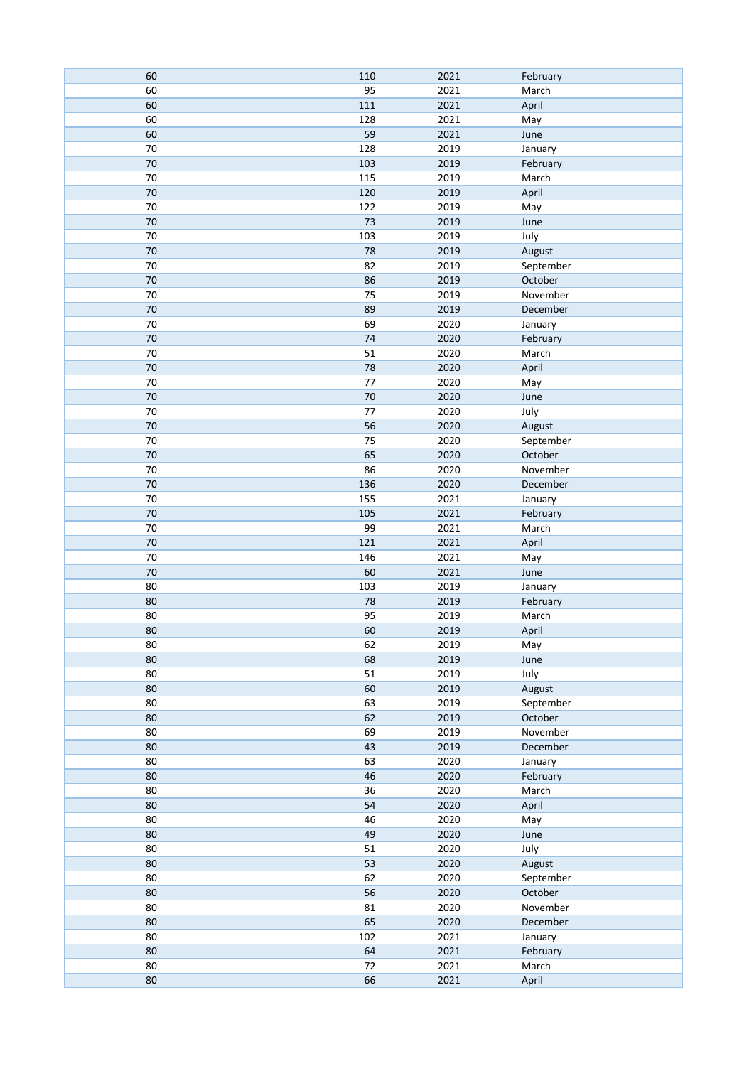| | | | |
|---|---|---|---|
| 60 | 110 | 2021 | February |
| 60 | 95 | 2021 | March |
| 60 | 111 | 2021 | April |
| 60 | 128 | 2021 | May |
| 60 | 59 | 2021 | June |
| 70 | 128 | 2019 | January |
| 70 | 103 | 2019 | February |
| 70 | 115 | 2019 | March |
| 70 | 120 | 2019 | April |
| 70 | 122 | 2019 | May |
| 70 | 73 | 2019 | June |
| 70 | 103 | 2019 | July |
| 70 | 78 | 2019 | August |
| 70 | 82 | 2019 | September |
| 70 | 86 | 2019 | October |
| 70 | 75 | 2019 | November |
| 70 | 89 | 2019 | December |
| 70 | 69 | 2020 | January |
| 70 | 74 | 2020 | February |
| 70 | 51 | 2020 | March |
| 70 | 78 | 2020 | April |
| 70 | 77 | 2020 | May |
| 70 | 70 | 2020 | June |
| 70 | 77 | 2020 | July |
| 70 | 56 | 2020 | August |
| 70 | 75 | 2020 | September |
| 70 | 65 | 2020 | October |
| 70 | 86 | 2020 | November |
| 70 | 136 | 2020 | December |
| 70 | 155 | 2021 | January |
| 70 | 105 | 2021 | February |
| 70 | 99 | 2021 | March |
| 70 | 121 | 2021 | April |
| 70 | 146 | 2021 | May |
| 70 | 60 | 2021 | June |
| 80 | 103 | 2019 | January |
| 80 | 78 | 2019 | February |
| 80 | 95 | 2019 | March |
| 80 | 60 | 2019 | April |
| 80 | 62 | 2019 | May |
| 80 | 68 | 2019 | June |
| 80 | 51 | 2019 | July |
| 80 | 60 | 2019 | August |
| 80 | 63 | 2019 | September |
| 80 | 62 | 2019 | October |
| 80 | 69 | 2019 | November |
| 80 | 43 | 2019 | December |
| 80 | 63 | 2020 | January |
| 80 | 46 | 2020 | February |
| 80 | 36 | 2020 | March |
| 80 | 54 | 2020 | April |
| 80 | 46 | 2020 | May |
| 80 | 49 | 2020 | June |
| 80 | 51 | 2020 | July |
| 80 | 53 | 2020 | August |
| 80 | 62 | 2020 | September |
| 80 | 56 | 2020 | October |
| 80 | 81 | 2020 | November |
| 80 | 65 | 2020 | December |
| 80 | 102 | 2021 | January |
| 80 | 64 | 2021 | February |
| 80 | 72 | 2021 | March |
| 80 | 66 | 2021 | April |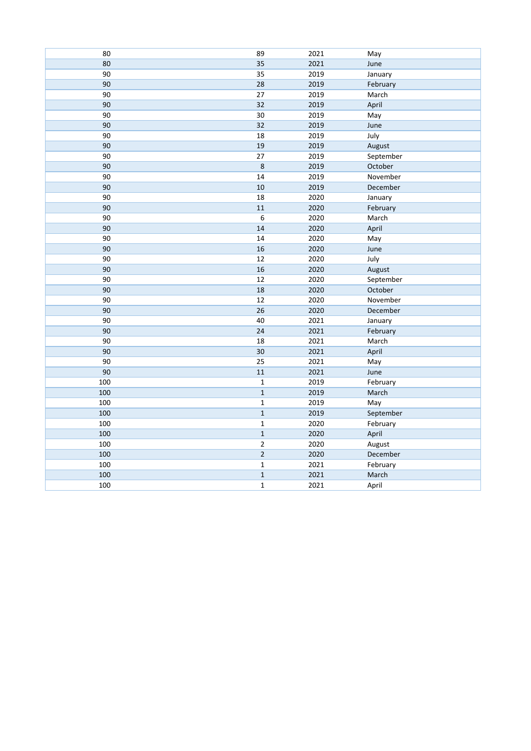| | | | |
|---|---|---|---|
| 80 | 89 | 2021 | May |
| 80 | 35 | 2021 | June |
| 90 | 35 | 2019 | January |
| 90 | 28 | 2019 | February |
| 90 | 27 | 2019 | March |
| 90 | 32 | 2019 | April |
| 90 | 30 | 2019 | May |
| 90 | 32 | 2019 | June |
| 90 | 18 | 2019 | July |
| 90 | 19 | 2019 | August |
| 90 | 27 | 2019 | September |
| 90 | 8 | 2019 | October |
| 90 | 14 | 2019 | November |
| 90 | 10 | 2019 | December |
| 90 | 18 | 2020 | January |
| 90 | 11 | 2020 | February |
| 90 | 6 | 2020 | March |
| 90 | 14 | 2020 | April |
| 90 | 14 | 2020 | May |
| 90 | 16 | 2020 | June |
| 90 | 12 | 2020 | July |
| 90 | 16 | 2020 | August |
| 90 | 12 | 2020 | September |
| 90 | 18 | 2020 | October |
| 90 | 12 | 2020 | November |
| 90 | 26 | 2020 | December |
| 90 | 40 | 2021 | January |
| 90 | 24 | 2021 | February |
| 90 | 18 | 2021 | March |
| 90 | 30 | 2021 | April |
| 90 | 25 | 2021 | May |
| 90 | 11 | 2021 | June |
| 100 | 1 | 2019 | February |
| 100 | 1 | 2019 | March |
| 100 | 1 | 2019 | May |
| 100 | 1 | 2019 | September |
| 100 | 1 | 2020 | February |
| 100 | 1 | 2020 | April |
| 100 | 2 | 2020 | August |
| 100 | 2 | 2020 | December |
| 100 | 1 | 2021 | February |
| 100 | 1 | 2021 | March |
| 100 | 1 | 2021 | April |